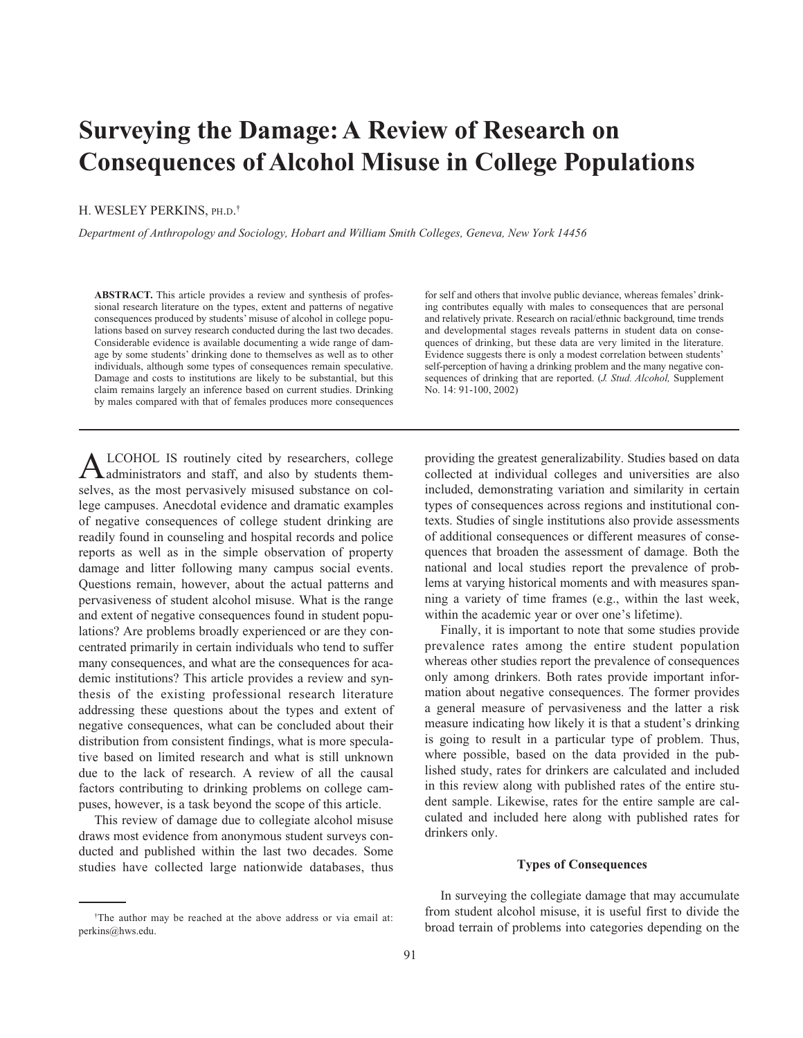# Surveying the Damage: A Review of Research on Consequences of Alcohol Misuse in College Populations

H. WESLEY PERKINS, PH.D.[†]

*Department of Anthropology and Sociology, Hobart and William Smith Colleges, Geneva, New York 14456*

**ABSTRACT.** This article provides a review and synthesis of professional research literature on the types, extent and patterns of negative consequences produced by students' misuse of alcohol in college populations based on survey research conducted during the last two decades. Considerable evidence is available documenting a wide range of damage by some students' drinking done to themselves as well as to other individuals, although some types of consequences remain speculative. Damage and costs to institutions are likely to be substantial, but this claim remains largely an inference based on current studies. Drinking by males compared with that of females produces more consequences for self and others that involve public deviance, whereas females' drinking contributes equally with males to consequences that are personal and relatively private. Research on racial/ethnic background, time trends and developmental stages reveals patterns in student data on consequences of drinking, but these data are very limited in the literature. Evidence suggests there is only a modest correlation between students' self-perception of having a drinking problem and the many negative consequences of drinking that are reported. (*J. Stud. Alcohol,* Supplement No. 14: 91-100, 2002)

---

ALCOHOL IS routinely cited by researchers, college administrators and staff, and also by students themselves, as the most pervasively misused substance on college campuses. Anecdotal evidence and dramatic examples of negative consequences of college student drinking are readily found in counseling and hospital records and police reports as well as in the simple observation of property damage and litter following many campus social events. Questions remain, however, about the actual patterns and pervasiveness of student alcohol misuse. What is the range and extent of negative consequences found in student populations? Are problems broadly experienced or are they concentrated primarily in certain individuals who tend to suffer many consequences, and what are the consequences for academic institutions? This article provides a review and synthesis of the existing professional research literature addressing these questions about the types and extent of negative consequences, what can be concluded about their distribution from consistent findings, what is more speculative based on limited research and what is still unknown due to the lack of research. A review of all the causal factors contributing to drinking problems on college campuses, however, is a task beyond the scope of this article.

This review of damage due to collegiate alcohol misuse draws most evidence from anonymous student surveys conducted and published within the last two decades. Some studies have collected large nationwide databases, thus providing the greatest generalizability. Studies based on data collected at individual colleges and universities are also included, demonstrating variation and similarity in certain types of consequences across regions and institutional contexts. Studies of single institutions also provide assessments of additional consequences or different measures of consequences that broaden the assessment of damage. Both the national and local studies report the prevalence of problems at varying historical moments and with measures spanning a variety of time frames (e.g., within the last week, within the academic year or over one's lifetime).

Finally, it is important to note that some studies provide prevalence rates among the entire student population whereas other studies report the prevalence of consequences only among drinkers. Both rates provide important information about negative consequences. The former provides a general measure of pervasiveness and the latter a risk measure indicating how likely it is that a student's drinking is going to result in a particular type of problem. Thus, where possible, based on the data provided in the published study, rates for drinkers are calculated and included in this review along with published rates of the entire student sample. Likewise, rates for the entire sample are calculated and included here along with published rates for drinkers only.

### Types of Consequences

In surveying the collegiate damage that may accumulate from student alcohol misuse, it is useful first to divide the broad terrain of problems into categories depending on the

---

[†]The author may be reached at the above address or via email at: perkins@hws.edu.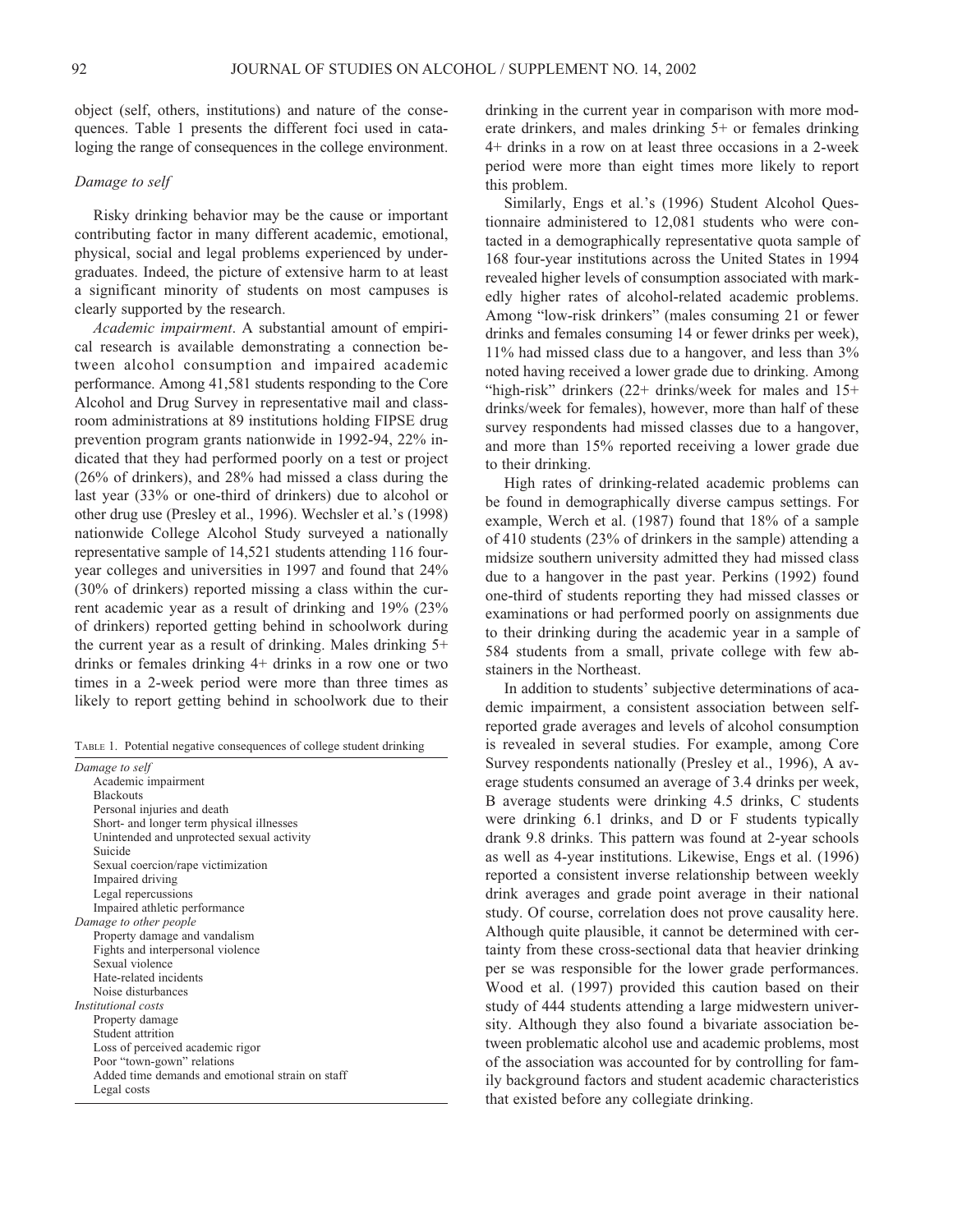object (self, others, institutions) and nature of the consequences. Table 1 presents the different foci used in cataloging the range of consequences in the college environment.

### *Damage to self*

Risky drinking behavior may be the cause or important contributing factor in many different academic, emotional, physical, social and legal problems experienced by undergraduates. Indeed, the picture of extensive harm to at least a significant minority of students on most campuses is clearly supported by the research.

*Academic impairment*. A substantial amount of empirical research is available demonstrating a connection between alcohol consumption and impaired academic performance. Among 41,581 students responding to the Core Alcohol and Drug Survey in representative mail and classroom administrations at 89 institutions holding FIPSE drug prevention program grants nationwide in 1992-94, 22% indicated that they had performed poorly on a test or project (26% of drinkers), and 28% had missed a class during the last year (33% or one-third of drinkers) due to alcohol or other drug use (Presley et al., 1996). Wechsler et al.'s (1998) nationwide College Alcohol Study surveyed a nationally representative sample of 14,521 students attending 116 four-year colleges and universities in 1997 and found that 24% (30% of drinkers) reported missing a class within the current academic year as a result of drinking and 19% (23% of drinkers) reported getting behind in schoolwork during the current year as a result of drinking. Males drinking 5+ drinks or females drinking 4+ drinks in a row one or two times in a 2-week period were more than three times as likely to report getting behind in schoolwork due to their drinking in the current year in comparison with more moderate drinkers, and males drinking 5+ or females drinking 4+ drinks in a row on at least three occasions in a 2-week period were more than eight times more likely to report this problem.

Table 1. Potential negative consequences of college student drinking

| |
|---|
| *Damage to self* |
| Academic impairment |
| Blackouts |
| Personal injuries and death |
| Short- and longer term physical illnesses |
| Unintended and unprotected sexual activity |
| Suicide |
| Sexual coercion/rape victimization |
| Impaired driving |
| Legal repercussions |
| Impaired athletic performance |
| *Damage to other people* |
| Property damage and vandalism |
| Fights and interpersonal violence |
| Sexual violence |
| Hate-related incidents |
| Noise disturbances |
| *Institutional costs* |
| Property damage |
| Student attrition |
| Loss of perceived academic rigor |
| Poor "town-gown" relations |
| Added time demands and emotional strain on staff |
| Legal costs |

Similarly, Engs et al.'s (1996) Student Alcohol Questionnaire administered to 12,081 students who were contacted in a demographically representative quota sample of 168 four-year institutions across the United States in 1994 revealed higher levels of consumption associated with markedly higher rates of alcohol-related academic problems. Among "low-risk drinkers" (males consuming 21 or fewer drinks and females consuming 14 or fewer drinks per week), 11% had missed class due to a hangover, and less than 3% noted having received a lower grade due to drinking. Among "high-risk" drinkers (22+ drinks/week for males and 15+ drinks/week for females), however, more than half of these survey respondents had missed classes due to a hangover, and more than 15% reported receiving a lower grade due to their drinking.

High rates of drinking-related academic problems can be found in demographically diverse campus settings. For example, Werch et al. (1987) found that 18% of a sample of 410 students (23% of drinkers in the sample) attending a midsize southern university admitted they had missed class due to a hangover in the past year. Perkins (1992) found one-third of students reporting they had missed classes or examinations or had performed poorly on assignments due to their drinking during the academic year in a sample of 584 students from a small, private college with few abstainers in the Northeast.

In addition to students' subjective determinations of academic impairment, a consistent association between self-reported grade averages and levels of alcohol consumption is revealed in several studies. For example, among Core Survey respondents nationally (Presley et al., 1996), A average students consumed an average of 3.4 drinks per week, B average students were drinking 4.5 drinks, C students were drinking 6.1 drinks, and D or F students typically drank 9.8 drinks. This pattern was found at 2-year schools as well as 4-year institutions. Likewise, Engs et al. (1996) reported a consistent inverse relationship between weekly drink averages and grade point average in their national study. Of course, correlation does not prove causality here. Although quite plausible, it cannot be determined with certainty from these cross-sectional data that heavier drinking per se was responsible for the lower grade performances. Wood et al. (1997) provided this caution based on their study of 444 students attending a large midwestern university. Although they also found a bivariate association between problematic alcohol use and academic problems, most of the association was accounted for by controlling for family background factors and student academic characteristics that existed before any collegiate drinking.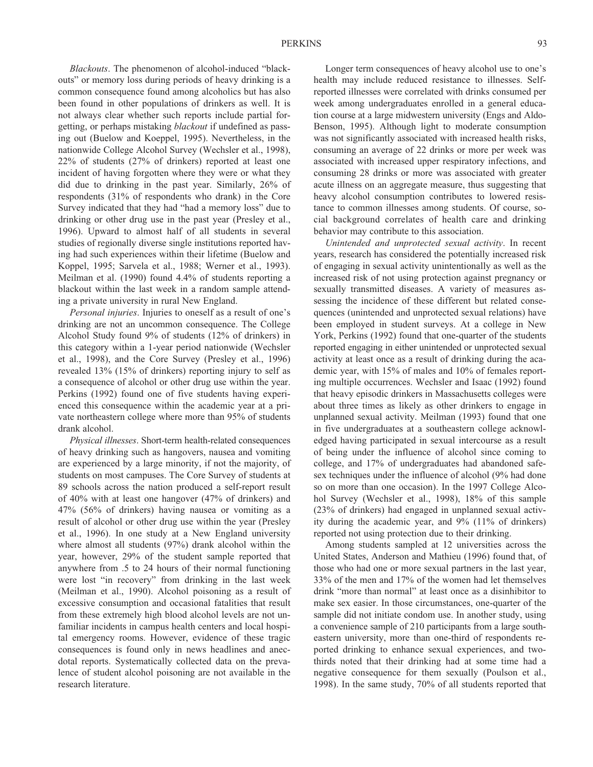*Blackouts*. The phenomenon of alcohol-induced "blackouts" or memory loss during periods of heavy drinking is a common consequence found among alcoholics but has also been found in other populations of drinkers as well. It is not always clear whether such reports include partial forgetting, or perhaps mistaking *blackout* if undefined as passing out (Buelow and Koeppel, 1995). Nevertheless, in the nationwide College Alcohol Survey (Wechsler et al., 1998), 22% of students (27% of drinkers) reported at least one incident of having forgotten where they were or what they did due to drinking in the past year. Similarly, 26% of respondents (31% of respondents who drank) in the Core Survey indicated that they had "had a memory loss" due to drinking or other drug use in the past year (Presley et al., 1996). Upward to almost half of all students in several studies of regionally diverse single institutions reported having had such experiences within their lifetime (Buelow and Koppel, 1995; Sarvela et al., 1988; Werner et al., 1993). Meilman et al. (1990) found 4.4% of students reporting a blackout within the last week in a random sample attending a private university in rural New England.

*Personal injuries*. Injuries to oneself as a result of one's drinking are not an uncommon consequence. The College Alcohol Study found 9% of students (12% of drinkers) in this category within a 1-year period nationwide (Wechsler et al., 1998), and the Core Survey (Presley et al., 1996) revealed 13% (15% of drinkers) reporting injury to self as a consequence of alcohol or other drug use within the year. Perkins (1992) found one of five students having experienced this consequence within the academic year at a private northeastern college where more than 95% of students drank alcohol.

*Physical illnesses*. Short-term health-related consequences of heavy drinking such as hangovers, nausea and vomiting are experienced by a large minority, if not the majority, of students on most campuses. The Core Survey of students at 89 schools across the nation produced a self-report result of 40% with at least one hangover (47% of drinkers) and 47% (56% of drinkers) having nausea or vomiting as a result of alcohol or other drug use within the year (Presley et al., 1996). In one study at a New England university where almost all students (97%) drank alcohol within the year, however, 29% of the student sample reported that anywhere from .5 to 24 hours of their normal functioning were lost "in recovery" from drinking in the last week (Meilman et al., 1990). Alcohol poisoning as a result of excessive consumption and occasional fatalities that result from these extremely high blood alcohol levels are not unfamiliar incidents in campus health centers and local hospital emergency rooms. However, evidence of these tragic consequences is found only in news headlines and anecdotal reports. Systematically collected data on the prevalence of student alcohol poisoning are not available in the research literature.

Longer term consequences of heavy alcohol use to one's health may include reduced resistance to illnesses. Self-reported illnesses were correlated with drinks consumed per week among undergraduates enrolled in a general education course at a large midwestern university (Engs and Aldo-Benson, 1995). Although light to moderate consumption was not significantly associated with increased health risks, consuming an average of 22 drinks or more per week was associated with increased upper respiratory infections, and consuming 28 drinks or more was associated with greater acute illness on an aggregate measure, thus suggesting that heavy alcohol consumption contributes to lowered resistance to common illnesses among students. Of course, social background correlates of health care and drinking behavior may contribute to this association.

*Unintended and unprotected sexual activity*. In recent years, research has considered the potentially increased risk of engaging in sexual activity unintentionally as well as the increased risk of not using protection against pregnancy or sexually transmitted diseases. A variety of measures assessing the incidence of these different but related consequences (unintended and unprotected sexual relations) have been employed in student surveys. At a college in New York, Perkins (1992) found that one-quarter of the students reported engaging in either unintended or unprotected sexual activity at least once as a result of drinking during the academic year, with 15% of males and 10% of females reporting multiple occurrences. Wechsler and Isaac (1992) found that heavy episodic drinkers in Massachusetts colleges were about three times as likely as other drinkers to engage in unplanned sexual activity. Meilman (1993) found that one in five undergraduates at a southeastern college acknowledged having participated in sexual intercourse as a result of being under the influence of alcohol since coming to college, and 17% of undergraduates had abandoned safe-sex techniques under the influence of alcohol (9% had done so on more than one occasion). In the 1997 College Alcohol Survey (Wechsler et al., 1998), 18% of this sample (23% of drinkers) had engaged in unplanned sexual activity during the academic year, and 9% (11% of drinkers) reported not using protection due to their drinking.

Among students sampled at 12 universities across the United States, Anderson and Mathieu (1996) found that, of those who had one or more sexual partners in the last year, 33% of the men and 17% of the women had let themselves drink "more than normal" at least once as a disinhibitor to make sex easier. In those circumstances, one-quarter of the sample did not initiate condom use. In another study, using a convenience sample of 210 participants from a large southeastern university, more than one-third of respondents reported drinking to enhance sexual experiences, and two-thirds noted that their drinking had at some time had a negative consequence for them sexually (Poulson et al., 1998). In the same study, 70% of all students reported that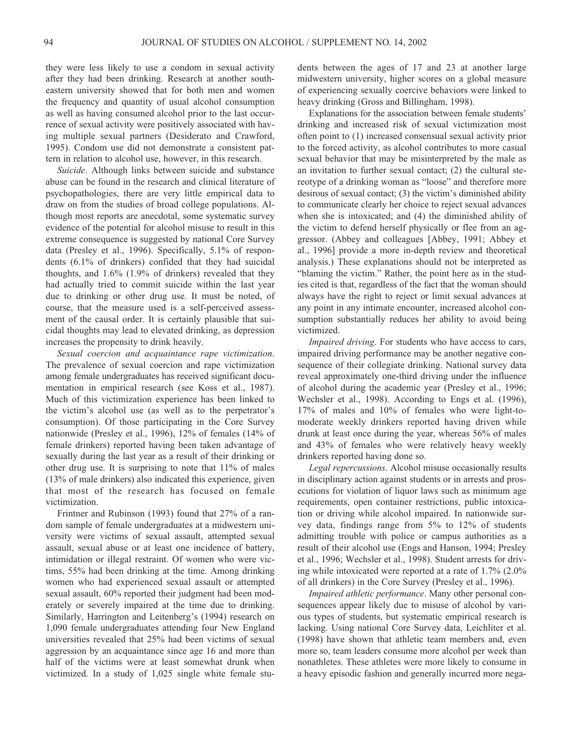they were less likely to use a condom in sexual activity after they had been drinking. Research at another southeastern university showed that for both men and women the frequency and quantity of usual alcohol consumption as well as having consumed alcohol prior to the last occurrence of sexual activity were positively associated with having multiple sexual partners (Desiderato and Crawford, 1995). Condom use did not demonstrate a consistent pattern in relation to alcohol use, however, in this research.

*Suicide*. Although links between suicide and substance abuse can be found in the research and clinical literature of psychopathologies, there are very little empirical data to draw on from the studies of broad college populations. Although most reports are anecdotal, some systematic survey evidence of the potential for alcohol misuse to result in this extreme consequence is suggested by national Core Survey data (Presley et al., 1996). Specifically, 5.1% of respondents (6.1% of drinkers) confided that they had suicidal thoughts, and 1.6% (1.9% of drinkers) revealed that they had actually tried to commit suicide within the last year due to drinking or other drug use. It must be noted, of course, that the measure used is a self-perceived assessment of the causal order. It is certainly plausible that suicidal thoughts may lead to elevated drinking, as depression increases the propensity to drink heavily.

*Sexual coercion and acquaintance rape victimization*. The prevalence of sexual coercion and rape victimization among female undergraduates has received significant documentation in empirical research (see Koss et al., 1987). Much of this victimization experience has been linked to the victim's alcohol use (as well as to the perpetrator's consumption). Of those participating in the Core Survey nationwide (Presley et al., 1996), 12% of females (14% of female drinkers) reported having been taken advantage of sexually during the last year as a result of their drinking or other drug use. It is surprising to note that 11% of males (13% of male drinkers) also indicated this experience, given that most of the research has focused on female victimization.

Frintner and Rubinson (1993) found that 27% of a random sample of female undergraduates at a midwestern university were victims of sexual assault, attempted sexual assault, sexual abuse or at least one incidence of battery, intimidation or illegal restraint. Of women who were victims, 55% had been drinking at the time. Among drinking women who had experienced sexual assault or attempted sexual assault, 60% reported their judgment had been moderately or severely impaired at the time due to drinking. Similarly, Harrington and Leitenberg's (1994) research on 1,090 female undergraduates attending four New England universities revealed that 25% had been victims of sexual aggression by an acquaintance since age 16 and more than half of the victims were at least somewhat drunk when victimized. In a study of 1,025 single white female students between the ages of 17 and 23 at another large midwestern university, higher scores on a global measure of experiencing sexually coercive behaviors were linked to heavy drinking (Gross and Billingham, 1998).

Explanations for the association between female students' drinking and increased risk of sexual victimization most often point to (1) increased consensual sexual activity prior to the forced activity, as alcohol contributes to more casual sexual behavior that may be misinterpreted by the male as an invitation to further sexual contact; (2) the cultural stereotype of a drinking woman as "loose" and therefore more desirous of sexual contact; (3) the victim's diminished ability to communicate clearly her choice to reject sexual advances when she is intoxicated; and (4) the diminished ability of the victim to defend herself physically or flee from an aggressor. (Abbey and colleagues [Abbey, 1991; Abbey et al., 1996] provide a more in-depth review and theoretical analysis.) These explanations should not be interpreted as "blaming the victim." Rather, the point here as in the studies cited is that, regardless of the fact that the woman should always have the right to reject or limit sexual advances at any point in any intimate encounter, increased alcohol consumption substantially reduces her ability to avoid being victimized.

*Impaired driving*. For students who have access to cars, impaired driving performance may be another negative consequence of their collegiate drinking. National survey data reveal approximately one-third driving under the influence of alcohol during the academic year (Presley et al., 1996; Wechsler et al., 1998). According to Engs et al. (1996), 17% of males and 10% of females who were light-to-moderate weekly drinkers reported having driven while drunk at least once during the year, whereas 56% of males and 43% of females who were relatively heavy weekly drinkers reported having done so.

*Legal repercussions*. Alcohol misuse occasionally results in disciplinary action against students or in arrests and prosecutions for violation of liquor laws such as minimum age requirements, open container restrictions, public intoxication or driving while alcohol impaired. In nationwide survey data, findings range from 5% to 12% of students admitting trouble with police or campus authorities as a result of their alcohol use (Engs and Hanson, 1994; Presley et al., 1996; Wechsler et al., 1998). Student arrests for driving while intoxicated were reported at a rate of 1.7% (2.0% of all drinkers) in the Core Survey (Presley et al., 1996).

*Impaired athletic performance*. Many other personal consequences appear likely due to misuse of alcohol by various types of students, but systematic empirical research is lacking. Using national Core Survey data, Leichliter et al. (1998) have shown that athletic team members and, even more so, team leaders consume more alcohol per week than nonathletes. These athletes were more likely to consume in a heavy episodic fashion and generally incurred more nega-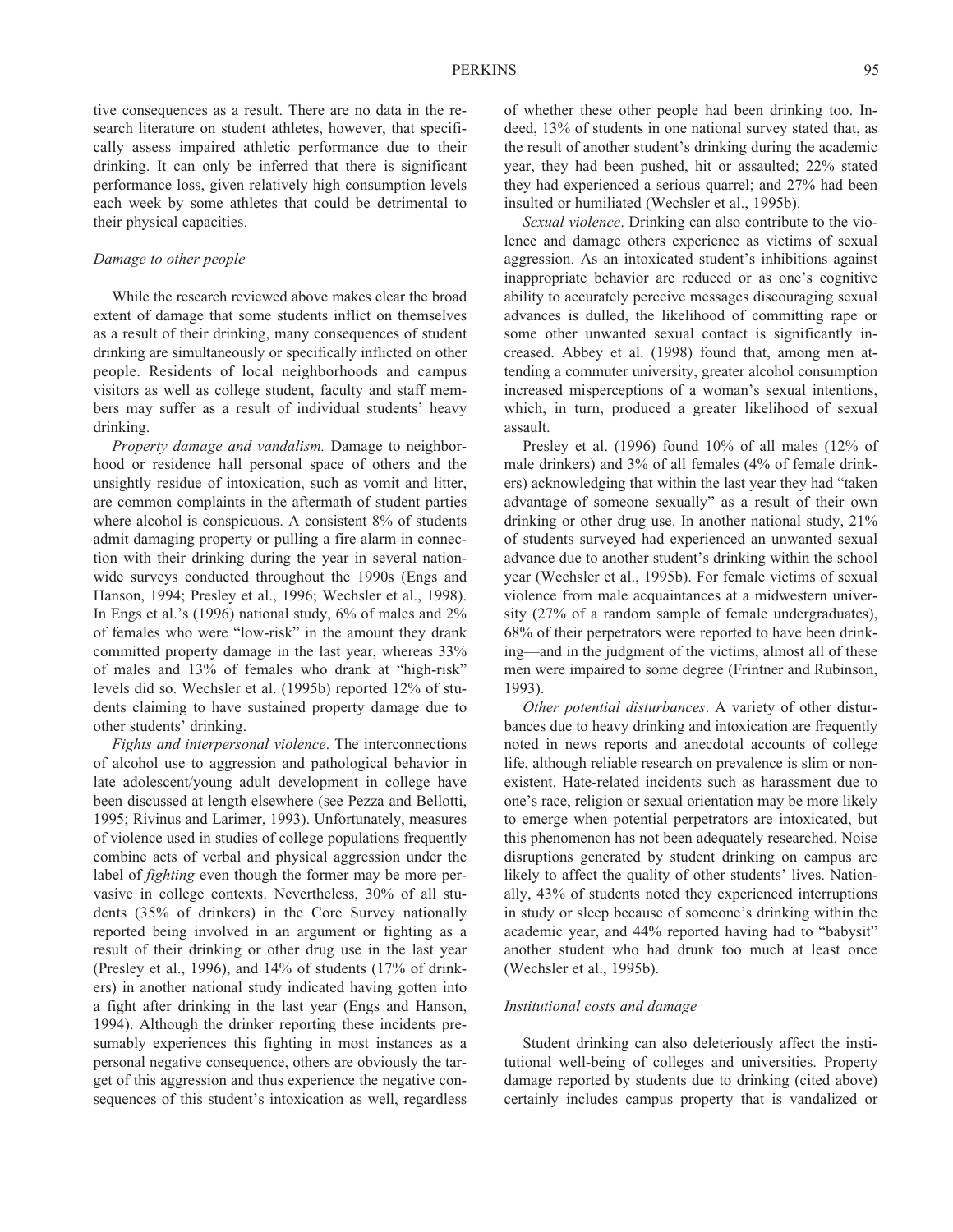tive consequences as a result. There are no data in the research literature on student athletes, however, that specifically assess impaired athletic performance due to their drinking. It can only be inferred that there is significant performance loss, given relatively high consumption levels each week by some athletes that could be detrimental to their physical capacities.

### *Damage to other people*

While the research reviewed above makes clear the broad extent of damage that some students inflict on themselves as a result of their drinking, many consequences of student drinking are simultaneously or specifically inflicted on other people. Residents of local neighborhoods and campus visitors as well as college student, faculty and staff members may suffer as a result of individual students' heavy drinking.

*Property damage and vandalism.* Damage to neighborhood or residence hall personal space of others and the unsightly residue of intoxication, such as vomit and litter, are common complaints in the aftermath of student parties where alcohol is conspicuous. A consistent 8% of students admit damaging property or pulling a fire alarm in connection with their drinking during the year in several nationwide surveys conducted throughout the 1990s (Engs and Hanson, 1994; Presley et al., 1996; Wechsler et al., 1998). In Engs et al.'s (1996) national study, 6% of males and 2% of females who were "low-risk" in the amount they drank committed property damage in the last year, whereas 33% of males and 13% of females who drank at "high-risk" levels did so. Wechsler et al. (1995b) reported 12% of students claiming to have sustained property damage due to other students' drinking.

*Fights and interpersonal violence*. The interconnections of alcohol use to aggression and pathological behavior in late adolescent/young adult development in college have been discussed at length elsewhere (see Pezza and Bellotti, 1995; Rivinus and Larimer, 1993). Unfortunately, measures of violence used in studies of college populations frequently combine acts of verbal and physical aggression under the label of *fighting* even though the former may be more pervasive in college contexts. Nevertheless, 30% of all students (35% of drinkers) in the Core Survey nationally reported being involved in an argument or fighting as a result of their drinking or other drug use in the last year (Presley et al., 1996), and 14% of students (17% of drinkers) in another national study indicated having gotten into a fight after drinking in the last year (Engs and Hanson, 1994). Although the drinker reporting these incidents presumably experiences this fighting in most instances as a personal negative consequence, others are obviously the target of this aggression and thus experience the negative consequences of this student's intoxication as well, regardless of whether these other people had been drinking too. Indeed, 13% of students in one national survey stated that, as the result of another student's drinking during the academic year, they had been pushed, hit or assaulted; 22% stated they had experienced a serious quarrel; and 27% had been insulted or humiliated (Wechsler et al., 1995b).

*Sexual violence*. Drinking can also contribute to the violence and damage others experience as victims of sexual aggression. As an intoxicated student's inhibitions against inappropriate behavior are reduced or as one's cognitive ability to accurately perceive messages discouraging sexual advances is dulled, the likelihood of committing rape or some other unwanted sexual contact is significantly increased. Abbey et al. (1998) found that, among men attending a commuter university, greater alcohol consumption increased misperceptions of a woman's sexual intentions, which, in turn, produced a greater likelihood of sexual assault.

Presley et al. (1996) found 10% of all males (12% of male drinkers) and 3% of all females (4% of female drinkers) acknowledging that within the last year they had "taken advantage of someone sexually" as a result of their own drinking or other drug use. In another national study, 21% of students surveyed had experienced an unwanted sexual advance due to another student's drinking within the school year (Wechsler et al., 1995b). For female victims of sexual violence from male acquaintances at a midwestern university (27% of a random sample of female undergraduates), 68% of their perpetrators were reported to have been drinking—and in the judgment of the victims, almost all of these men were impaired to some degree (Frintner and Rubinson, 1993).

*Other potential disturbances*. A variety of other disturbances due to heavy drinking and intoxication are frequently noted in news reports and anecdotal accounts of college life, although reliable research on prevalence is slim or nonexistent. Hate-related incidents such as harassment due to one's race, religion or sexual orientation may be more likely to emerge when potential perpetrators are intoxicated, but this phenomenon has not been adequately researched. Noise disruptions generated by student drinking on campus are likely to affect the quality of other students' lives. Nationally, 43% of students noted they experienced interruptions in study or sleep because of someone's drinking within the academic year, and 44% reported having had to "babysit" another student who had drunk too much at least once (Wechsler et al., 1995b).

### *Institutional costs and damage*

Student drinking can also deleteriously affect the institutional well-being of colleges and universities. Property damage reported by students due to drinking (cited above) certainly includes campus property that is vandalized or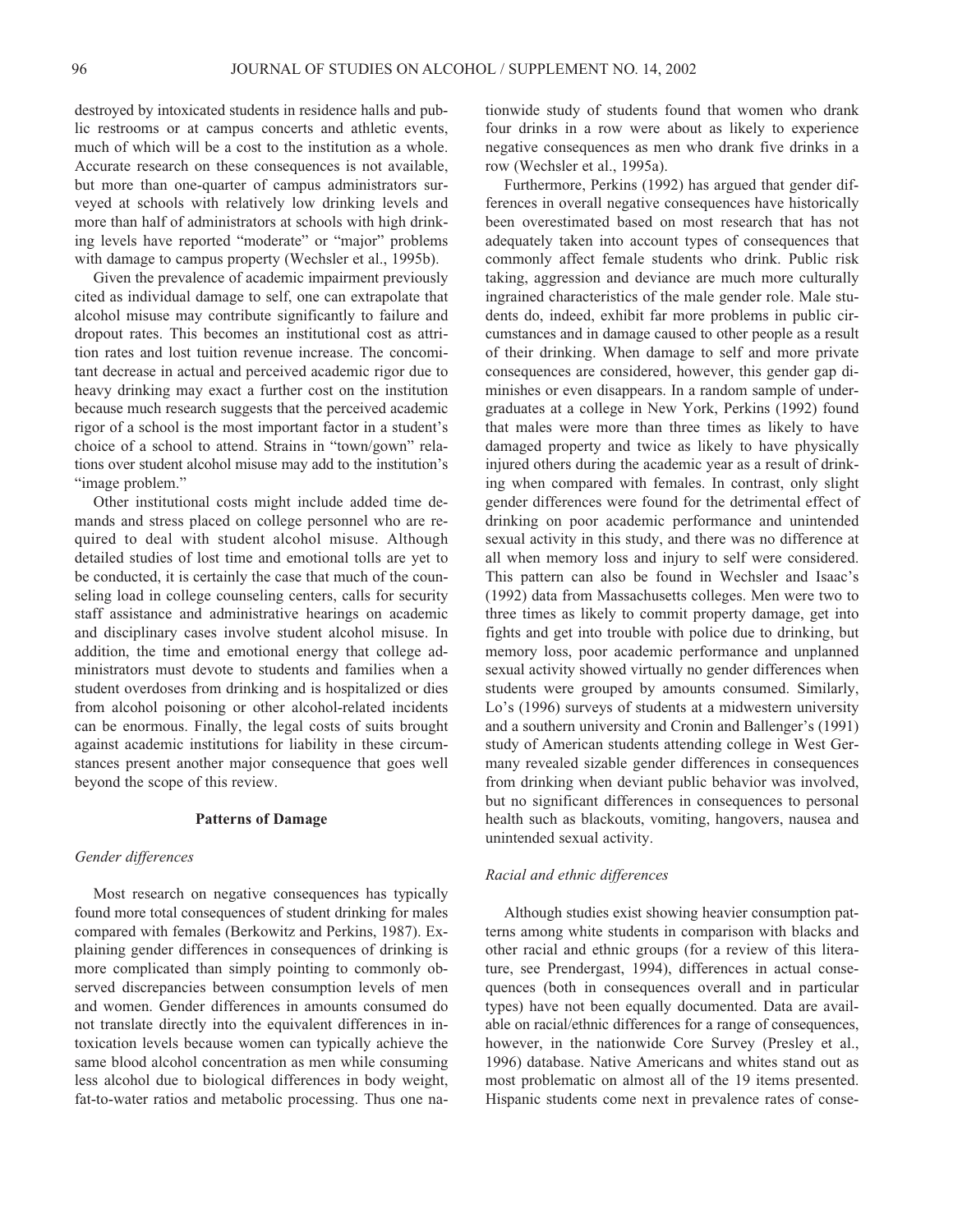destroyed by intoxicated students in residence halls and public restrooms or at campus concerts and athletic events, much of which will be a cost to the institution as a whole. Accurate research on these consequences is not available, but more than one-quarter of campus administrators surveyed at schools with relatively low drinking levels and more than half of administrators at schools with high drinking levels have reported "moderate" or "major" problems with damage to campus property (Wechsler et al., 1995b).

Given the prevalence of academic impairment previously cited as individual damage to self, one can extrapolate that alcohol misuse may contribute significantly to failure and dropout rates. This becomes an institutional cost as attrition rates and lost tuition revenue increase. The concomitant decrease in actual and perceived academic rigor due to heavy drinking may exact a further cost on the institution because much research suggests that the perceived academic rigor of a school is the most important factor in a student's choice of a school to attend. Strains in "town/gown" relations over student alcohol misuse may add to the institution's "image problem."

Other institutional costs might include added time demands and stress placed on college personnel who are required to deal with student alcohol misuse. Although detailed studies of lost time and emotional tolls are yet to be conducted, it is certainly the case that much of the counseling load in college counseling centers, calls for security staff assistance and administrative hearings on academic and disciplinary cases involve student alcohol misuse. In addition, the time and emotional energy that college administrators must devote to students and families when a student overdoses from drinking and is hospitalized or dies from alcohol poisoning or other alcohol-related incidents can be enormous. Finally, the legal costs of suits brought against academic institutions for liability in these circumstances present another major consequence that goes well beyond the scope of this review.

## Patterns of Damage

### *Gender differences*

Most research on negative consequences has typically found more total consequences of student drinking for males compared with females (Berkowitz and Perkins, 1987). Explaining gender differences in consequences of drinking is more complicated than simply pointing to commonly observed discrepancies between consumption levels of men and women. Gender differences in amounts consumed do not translate directly into the equivalent differences in intoxication levels because women can typically achieve the same blood alcohol concentration as men while consuming less alcohol due to biological differences in body weight, fat-to-water ratios and metabolic processing. Thus one nationwide study of students found that women who drank four drinks in a row were about as likely to experience negative consequences as men who drank five drinks in a row (Wechsler et al., 1995a).

Furthermore, Perkins (1992) has argued that gender differences in overall negative consequences have historically been overestimated based on most research that has not adequately taken into account types of consequences that commonly affect female students who drink. Public risk taking, aggression and deviance are much more culturally ingrained characteristics of the male gender role. Male students do, indeed, exhibit far more problems in public circumstances and in damage caused to other people as a result of their drinking. When damage to self and more private consequences are considered, however, this gender gap diminishes or even disappears. In a random sample of undergraduates at a college in New York, Perkins (1992) found that males were more than three times as likely to have damaged property and twice as likely to have physically injured others during the academic year as a result of drinking when compared with females. In contrast, only slight gender differences were found for the detrimental effect of drinking on poor academic performance and unintended sexual activity in this study, and there was no difference at all when memory loss and injury to self were considered. This pattern can also be found in Wechsler and Isaac's (1992) data from Massachusetts colleges. Men were two to three times as likely to commit property damage, get into fights and get into trouble with police due to drinking, but memory loss, poor academic performance and unplanned sexual activity showed virtually no gender differences when students were grouped by amounts consumed. Similarly, Lo's (1996) surveys of students at a midwestern university and a southern university and Cronin and Ballenger's (1991) study of American students attending college in West Germany revealed sizable gender differences in consequences from drinking when deviant public behavior was involved, but no significant differences in consequences to personal health such as blackouts, vomiting, hangovers, nausea and unintended sexual activity.

### *Racial and ethnic differences*

Although studies exist showing heavier consumption patterns among white students in comparison with blacks and other racial and ethnic groups (for a review of this literature, see Prendergast, 1994), differences in actual consequences (both in consequences overall and in particular types) have not been equally documented. Data are available on racial/ethnic differences for a range of consequences, however, in the nationwide Core Survey (Presley et al., 1996) database. Native Americans and whites stand out as most problematic on almost all of the 19 items presented. Hispanic students come next in prevalence rates of conse-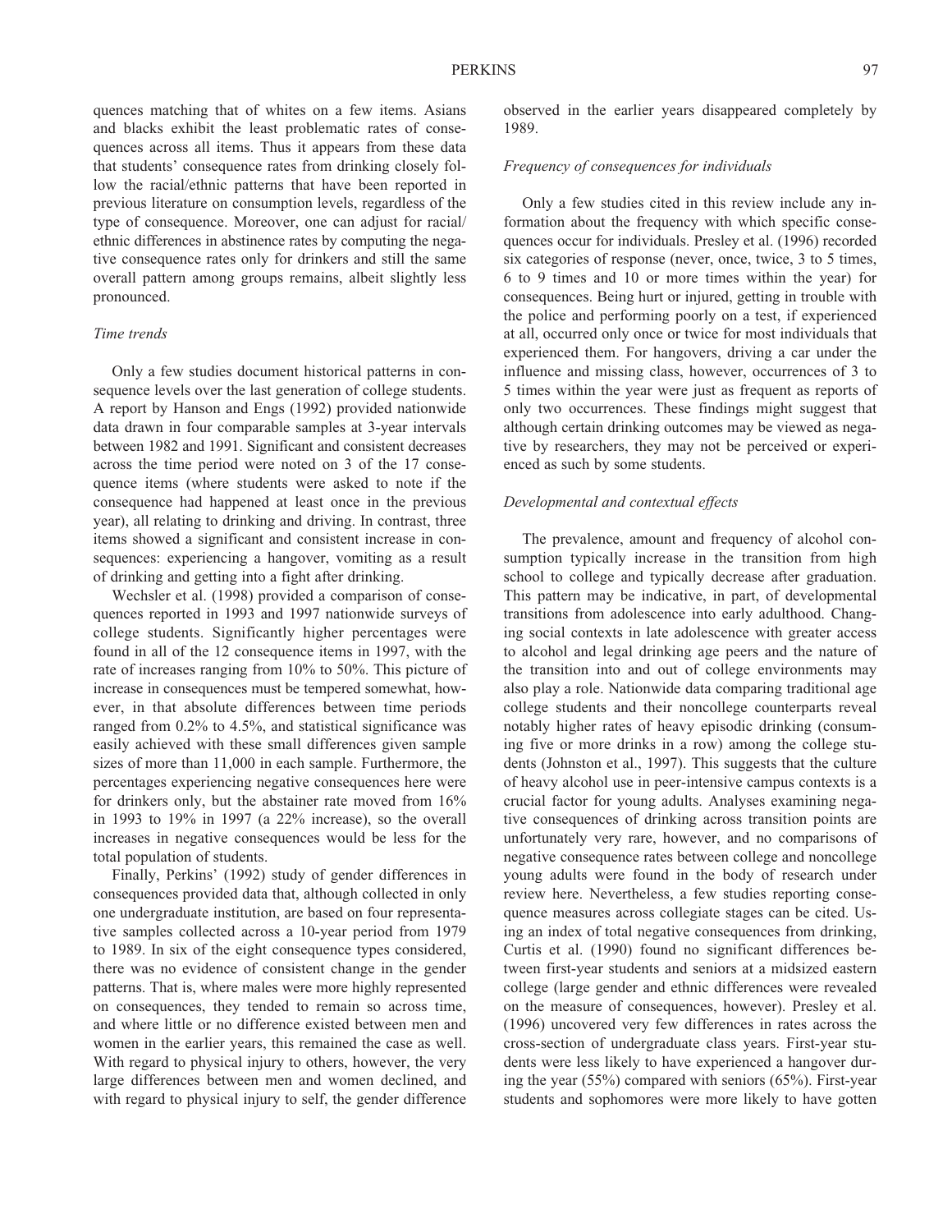quences matching that of whites on a few items. Asians and blacks exhibit the least problematic rates of consequences across all items. Thus it appears from these data that students' consequence rates from drinking closely follow the racial/ethnic patterns that have been reported in previous literature on consumption levels, regardless of the type of consequence. Moreover, one can adjust for racial/ethnic differences in abstinence rates by computing the negative consequence rates only for drinkers and still the same overall pattern among groups remains, albeit slightly less pronounced.

### *Time trends*

Only a few studies document historical patterns in consequence levels over the last generation of college students. A report by Hanson and Engs (1992) provided nationwide data drawn in four comparable samples at 3-year intervals between 1982 and 1991. Significant and consistent decreases across the time period were noted on 3 of the 17 consequence items (where students were asked to note if the consequence had happened at least once in the previous year), all relating to drinking and driving. In contrast, three items showed a significant and consistent increase in consequences: experiencing a hangover, vomiting as a result of drinking and getting into a fight after drinking.

Wechsler et al. (1998) provided a comparison of consequences reported in 1993 and 1997 nationwide surveys of college students. Significantly higher percentages were found in all of the 12 consequence items in 1997, with the rate of increases ranging from 10% to 50%. This picture of increase in consequences must be tempered somewhat, however, in that absolute differences between time periods ranged from 0.2% to 4.5%, and statistical significance was easily achieved with these small differences given sample sizes of more than 11,000 in each sample. Furthermore, the percentages experiencing negative consequences here were for drinkers only, but the abstainer rate moved from 16% in 1993 to 19% in 1997 (a 22% increase), so the overall increases in negative consequences would be less for the total population of students.

Finally, Perkins' (1992) study of gender differences in consequences provided data that, although collected in only one undergraduate institution, are based on four representative samples collected across a 10-year period from 1979 to 1989. In six of the eight consequence types considered, there was no evidence of consistent change in the gender patterns. That is, where males were more highly represented on consequences, they tended to remain so across time, and where little or no difference existed between men and women in the earlier years, this remained the case as well. With regard to physical injury to others, however, the very large differences between men and women declined, and with regard to physical injury to self, the gender difference observed in the earlier years disappeared completely by 1989.

### *Frequency of consequences for individuals*

Only a few studies cited in this review include any information about the frequency with which specific consequences occur for individuals. Presley et al. (1996) recorded six categories of response (never, once, twice, 3 to 5 times, 6 to 9 times and 10 or more times within the year) for consequences. Being hurt or injured, getting in trouble with the police and performing poorly on a test, if experienced at all, occurred only once or twice for most individuals that experienced them. For hangovers, driving a car under the influence and missing class, however, occurrences of 3 to 5 times within the year were just as frequent as reports of only two occurrences. These findings might suggest that although certain drinking outcomes may be viewed as negative by researchers, they may not be perceived or experienced as such by some students.

### *Developmental and contextual effects*

The prevalence, amount and frequency of alcohol consumption typically increase in the transition from high school to college and typically decrease after graduation. This pattern may be indicative, in part, of developmental transitions from adolescence into early adulthood. Changing social contexts in late adolescence with greater access to alcohol and legal drinking age peers and the nature of the transition into and out of college environments may also play a role. Nationwide data comparing traditional age college students and their noncollege counterparts reveal notably higher rates of heavy episodic drinking (consuming five or more drinks in a row) among the college students (Johnston et al., 1997). This suggests that the culture of heavy alcohol use in peer-intensive campus contexts is a crucial factor for young adults. Analyses examining negative consequences of drinking across transition points are unfortunately very rare, however, and no comparisons of negative consequence rates between college and noncollege young adults were found in the body of research under review here. Nevertheless, a few studies reporting consequence measures across collegiate stages can be cited. Using an index of total negative consequences from drinking, Curtis et al. (1990) found no significant differences between first-year students and seniors at a midsized eastern college (large gender and ethnic differences were revealed on the measure of consequences, however). Presley et al. (1996) uncovered very few differences in rates across the cross-section of undergraduate class years. First-year students were less likely to have experienced a hangover during the year (55%) compared with seniors (65%). First-year students and sophomores were more likely to have gotten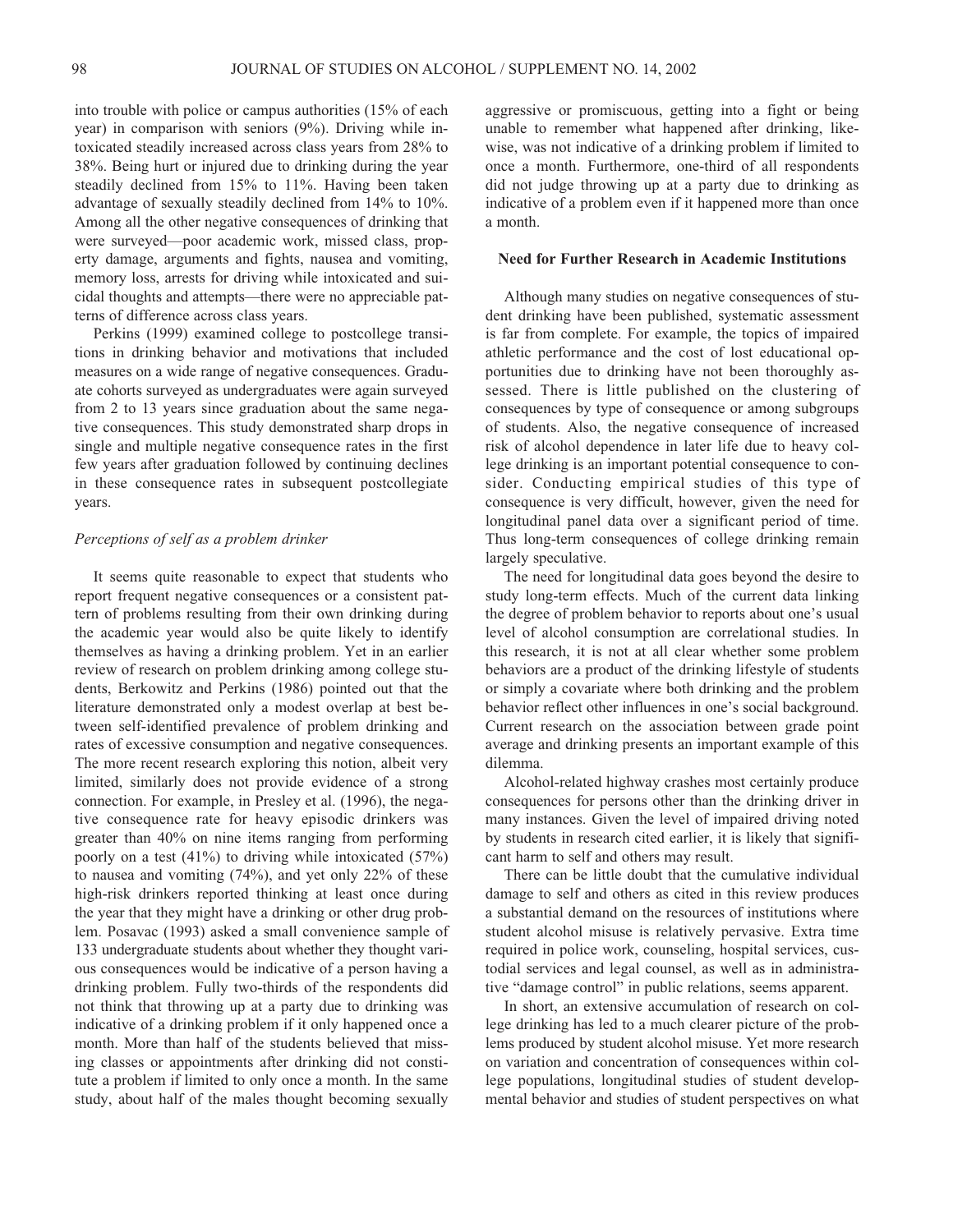into trouble with police or campus authorities (15% of each year) in comparison with seniors (9%). Driving while intoxicated steadily increased across class years from 28% to 38%. Being hurt or injured due to drinking during the year steadily declined from 15% to 11%. Having been taken advantage of sexually steadily declined from 14% to 10%. Among all the other negative consequences of drinking that were surveyed—poor academic work, missed class, property damage, arguments and fights, nausea and vomiting, memory loss, arrests for driving while intoxicated and suicidal thoughts and attempts—there were no appreciable patterns of difference across class years.

Perkins (1999) examined college to postcollege transitions in drinking behavior and motivations that included measures on a wide range of negative consequences. Graduate cohorts surveyed as undergraduates were again surveyed from 2 to 13 years since graduation about the same negative consequences. This study demonstrated sharp drops in single and multiple negative consequence rates in the first few years after graduation followed by continuing declines in these consequence rates in subsequent postcollegiate years.

### *Perceptions of self as a problem drinker*

It seems quite reasonable to expect that students who report frequent negative consequences or a consistent pattern of problems resulting from their own drinking during the academic year would also be quite likely to identify themselves as having a drinking problem. Yet in an earlier review of research on problem drinking among college students, Berkowitz and Perkins (1986) pointed out that the literature demonstrated only a modest overlap at best between self-identified prevalence of problem drinking and rates of excessive consumption and negative consequences. The more recent research exploring this notion, albeit very limited, similarly does not provide evidence of a strong connection. For example, in Presley et al. (1996), the negative consequence rate for heavy episodic drinkers was greater than 40% on nine items ranging from performing poorly on a test (41%) to driving while intoxicated (57%) to nausea and vomiting (74%), and yet only 22% of these high-risk drinkers reported thinking at least once during the year that they might have a drinking or other drug problem. Posavac (1993) asked a small convenience sample of 133 undergraduate students about whether they thought various consequences would be indicative of a person having a drinking problem. Fully two-thirds of the respondents did not think that throwing up at a party due to drinking was indicative of a drinking problem if it only happened once a month. More than half of the students believed that missing classes or appointments after drinking did not constitute a problem if limited to only once a month. In the same study, about half of the males thought becoming sexually aggressive or promiscuous, getting into a fight or being unable to remember what happened after drinking, likewise, was not indicative of a drinking problem if limited to once a month. Furthermore, one-third of all respondents did not judge throwing up at a party due to drinking as indicative of a problem even if it happened more than once a month.

## Need for Further Research in Academic Institutions

Although many studies on negative consequences of student drinking have been published, systematic assessment is far from complete. For example, the topics of impaired athletic performance and the cost of lost educational opportunities due to drinking have not been thoroughly assessed. There is little published on the clustering of consequences by type of consequence or among subgroups of students. Also, the negative consequence of increased risk of alcohol dependence in later life due to heavy college drinking is an important potential consequence to consider. Conducting empirical studies of this type of consequence is very difficult, however, given the need for longitudinal panel data over a significant period of time. Thus long-term consequences of college drinking remain largely speculative.

The need for longitudinal data goes beyond the desire to study long-term effects. Much of the current data linking the degree of problem behavior to reports about one's usual level of alcohol consumption are correlational studies. In this research, it is not at all clear whether some problem behaviors are a product of the drinking lifestyle of students or simply a covariate where both drinking and the problem behavior reflect other influences in one's social background. Current research on the association between grade point average and drinking presents an important example of this dilemma.

Alcohol-related highway crashes most certainly produce consequences for persons other than the drinking driver in many instances. Given the level of impaired driving noted by students in research cited earlier, it is likely that significant harm to self and others may result.

There can be little doubt that the cumulative individual damage to self and others as cited in this review produces a substantial demand on the resources of institutions where student alcohol misuse is relatively pervasive. Extra time required in police work, counseling, hospital services, custodial services and legal counsel, as well as in administrative "damage control" in public relations, seems apparent.

In short, an extensive accumulation of research on college drinking has led to a much clearer picture of the problems produced by student alcohol misuse. Yet more research on variation and concentration of consequences within college populations, longitudinal studies of student developmental behavior and studies of student perspectives on what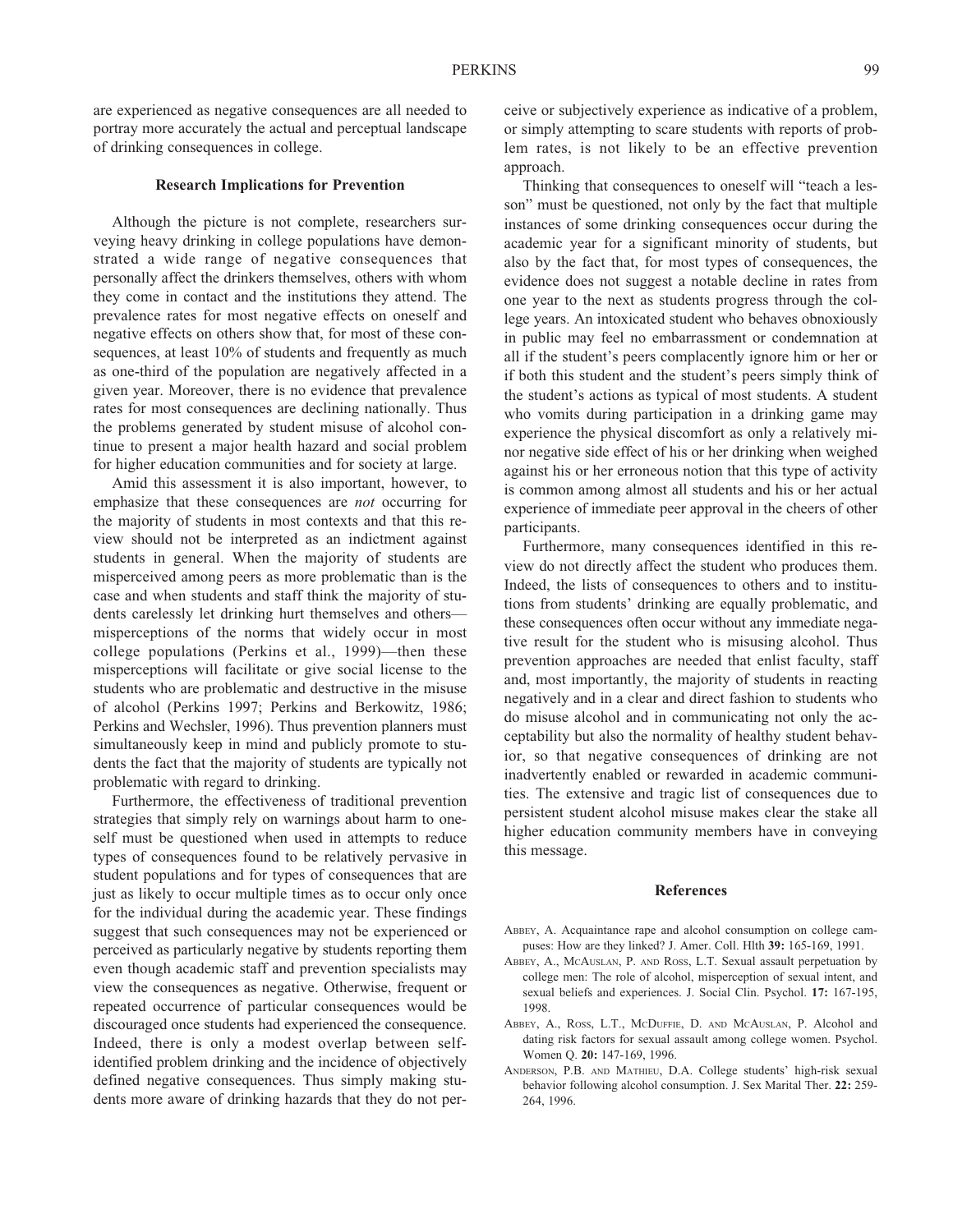are experienced as negative consequences are all needed to portray more accurately the actual and perceptual landscape of drinking consequences in college.

### Research Implications for Prevention

Although the picture is not complete, researchers surveying heavy drinking in college populations have demonstrated a wide range of negative consequences that personally affect the drinkers themselves, others with whom they come in contact and the institutions they attend. The prevalence rates for most negative effects on oneself and negative effects on others show that, for most of these consequences, at least 10% of students and frequently as much as one-third of the population are negatively affected in a given year. Moreover, there is no evidence that prevalence rates for most consequences are declining nationally. Thus the problems generated by student misuse of alcohol continue to present a major health hazard and social problem for higher education communities and for society at large.

Amid this assessment it is also important, however, to emphasize that these consequences are *not* occurring for the majority of students in most contexts and that this review should not be interpreted as an indictment against students in general. When the majority of students are misperceived among peers as more problematic than is the case and when students and staff think the majority of students carelessly let drinking hurt themselves and others—misperceptions of the norms that widely occur in most college populations (Perkins et al., 1999)—then these misperceptions will facilitate or give social license to the students who are problematic and destructive in the misuse of alcohol (Perkins 1997; Perkins and Berkowitz, 1986; Perkins and Wechsler, 1996). Thus prevention planners must simultaneously keep in mind and publicly promote to students the fact that the majority of students are typically not problematic with regard to drinking.

Furthermore, the effectiveness of traditional prevention strategies that simply rely on warnings about harm to oneself must be questioned when used in attempts to reduce types of consequences found to be relatively pervasive in student populations and for types of consequences that are just as likely to occur multiple times as to occur only once for the individual during the academic year. These findings suggest that such consequences may not be experienced or perceived as particularly negative by students reporting them even though academic staff and prevention specialists may view the consequences as negative. Otherwise, frequent or repeated occurrence of particular consequences would be discouraged once students had experienced the consequence. Indeed, there is only a modest overlap between self-identified problem drinking and the incidence of objectively defined negative consequences. Thus simply making students more aware of drinking hazards that they do not perceive or subjectively experience as indicative of a problem, or simply attempting to scare students with reports of problem rates, is not likely to be an effective prevention approach.

Thinking that consequences to oneself will "teach a lesson" must be questioned, not only by the fact that multiple instances of some drinking consequences occur during the academic year for a significant minority of students, but also by the fact that, for most types of consequences, the evidence does not suggest a notable decline in rates from one year to the next as students progress through the college years. An intoxicated student who behaves obnoxiously in public may feel no embarrassment or condemnation at all if the student's peers complacently ignore him or her or if both this student and the student's peers simply think of the student's actions as typical of most students. A student who vomits during participation in a drinking game may experience the physical discomfort as only a relatively minor negative side effect of his or her drinking when weighed against his or her erroneous notion that this type of activity is common among almost all students and his or her actual experience of immediate peer approval in the cheers of other participants.

Furthermore, many consequences identified in this review do not directly affect the student who produces them. Indeed, the lists of consequences to others and to institutions from students' drinking are equally problematic, and these consequences often occur without any immediate negative result for the student who is misusing alcohol. Thus prevention approaches are needed that enlist faculty, staff and, most importantly, the majority of students in reacting negatively and in a clear and direct fashion to students who do misuse alcohol and in communicating not only the acceptability but also the normality of healthy student behavior, so that negative consequences of drinking are not inadvertently enabled or rewarded in academic communities. The extensive and tragic list of consequences due to persistent student alcohol misuse makes clear the stake all higher education community members have in conveying this message.

### References

Abbey, A. Acquaintance rape and alcohol consumption on college campuses: How are they linked? J. Amer. Coll. Hlth **39:** 165-169, 1991.

Abbey, A., McAuslan, P. and Ross, L.T. Sexual assault perpetuation by college men: The role of alcohol, misperception of sexual intent, and sexual beliefs and experiences. J. Social Clin. Psychol. **17:** 167-195, 1998.

Abbey, A., Ross, L.T., McDuffie, D. and McAuslan, P. Alcohol and dating risk factors for sexual assault among college women. Psychol. Women Q. **20:** 147-169, 1996.

Anderson, P.B. and Mathieu, D.A. College students' high-risk sexual behavior following alcohol consumption. J. Sex Marital Ther. **22:** 259-264, 1996.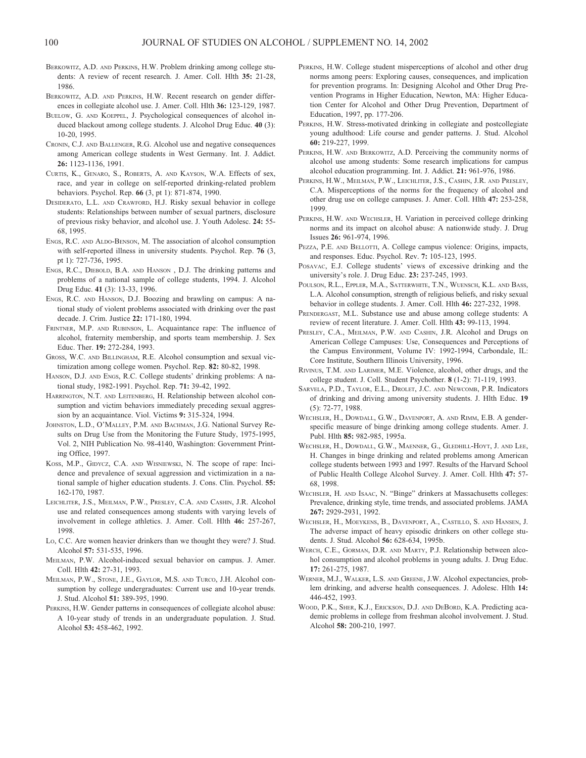Berkowitz, A.D. and Perkins, H.W. Problem drinking among college students: A review of recent research. J. Amer. Coll. Hlth **35:** 21-28, 1986.

Berkowitz, A.D. and Perkins, H.W. Recent research on gender differences in collegiate alcohol use. J. Amer. Coll. Hlth **36:** 123-129, 1987.

Buelow, G. and Koeppel, J. Psychological consequences of alcohol induced blackout among college students. J. Alcohol Drug Educ. **40** (3): 10-20, 1995.

Cronin, C.J. and Ballenger, R.G. Alcohol use and negative consequences among American college students in West Germany. Int. J. Addict. **26:** 1123-1136, 1991.

Curtis, K., Genaro, S., Roberts, A. and Kayson, W.A. Effects of sex, race, and year in college on self-reported drinking-related problem behaviors. Psychol. Rep. **66** (3, pt 1): 871-874, 1990.

Desiderato, L.L. and Crawford, H.J. Risky sexual behavior in college students: Relationships between number of sexual partners, disclosure of previous risky behavior, and alcohol use. J. Youth Adolesc. **24:** 55-68, 1995.

Engs, R.C. and Aldo-Benson, M. The association of alcohol consumption with self-reported illness in university students. Psychol. Rep. **76** (3, pt 1): 727-736, 1995.

Engs, R.C., Diebold, B.A. and Hanson , D.J. The drinking patterns and problems of a national sample of college students, 1994. J. Alcohol Drug Educ. **41** (3): 13-33, 1996.

Engs, R.C. and Hanson, D.J. Boozing and brawling on campus: A national study of violent problems associated with drinking over the past decade. J. Crim. Justice **22:** 171-180, 1994.

Frintner, M.P. and Rubinson, L. Acquaintance rape: The influence of alcohol, fraternity membership, and sports team membership. J. Sex Educ. Ther. **19:** 272-284, 1993.

Gross, W.C. and Billingham, R.E. Alcohol consumption and sexual victimization among college women. Psychol. Rep. **82:** 80-82, 1998.

Hanson, D.J. and Engs, R.C. College students' drinking problems: A national study, 1982-1991. Psychol. Rep. **71:** 39-42, 1992.

Harrington, N.T. and Leitenberg, H. Relationship between alcohol consumption and victim behaviors immediately preceding sexual aggression by an acquaintance. Viol. Victims **9:** 315-324, 1994.

Johnston, L.D., O'Malley, P.M. and Bachman, J.G. National Survey Results on Drug Use from the Monitoring the Future Study, 1975-1995, Vol. 2, NIH Publication No. 98-4140, Washington: Government Printing Office, 1997.

Koss, M.P., Gidycz, C.A. and Wisniewski, N. The scope of rape: Incidence and prevalence of sexual aggression and victimization in a national sample of higher education students. J. Cons. Clin. Psychol. **55:** 162-170, 1987.

Leichliter, J.S., Meilman, P.W., Presley, C.A. and Cashin, J.R. Alcohol use and related consequences among students with varying levels of involvement in college athletics. J. Amer. Coll. Hlth **46:** 257-267, 1998.

Lo, C.C. Are women heavier drinkers than we thought they were? J. Stud. Alcohol **57:** 531-535, 1996.

Meilman, P.W. Alcohol-induced sexual behavior on campus. J. Amer. Coll. Hlth **42:** 27-31, 1993.

Meilman, P.W., Stone, J.E., Gaylor, M.S. and Turco, J.H. Alcohol consumption by college undergraduates: Current use and 10-year trends. J. Stud. Alcohol **51:** 389-395, 1990.

Perkins, H.W. Gender patterns in consequences of collegiate alcohol abuse: A 10-year study of trends in an undergraduate population. J. Stud. Alcohol **53:** 458-462, 1992.

Perkins, H.W. College student misperceptions of alcohol and other drug norms among peers: Exploring causes, consequences, and implication for prevention programs. In: Designing Alcohol and Other Drug Prevention Programs in Higher Education, Newton, MA: Higher Education Center for Alcohol and Other Drug Prevention, Department of Education, 1997, pp. 177-206.

Perkins, H.W. Stress-motivated drinking in collegiate and postcollegiate young adulthood: Life course and gender patterns. J. Stud. Alcohol **60:** 219-227, 1999.

Perkins, H.W. and Berkowitz, A.D. Perceiving the community norms of alcohol use among students: Some research implications for campus alcohol education programming. Int. J. Addict. **21:** 961-976, 1986.

Perkins, H.W., Meilman, P.W., Leichliter, J.S., Cashin, J.R. and Presley, C.A. Misperceptions of the norms for the frequency of alcohol and other drug use on college campuses. J. Amer. Coll. Hlth **47:** 253-258, 1999.

Perkins, H.W. and Wechsler, H. Variation in perceived college drinking norms and its impact on alcohol abuse: A nationwide study. J. Drug Issues **26:** 961-974, 1996.

Pezza, P.E. and Bellotti, A. College campus violence: Origins, impacts, and responses. Educ. Psychol. Rev. **7:** 105-123, 1995.

Posavac, E.J. College students' views of excessive drinking and the university's role. J. Drug Educ. **23:** 237-245, 1993.

Poulson, R.L., Eppler, M.A., Satterwhite, T.N., Wuensch, K.L. and Bass, L.A. Alcohol consumption, strength of religious beliefs, and risky sexual behavior in college students. J. Amer. Coll. Hlth **46:** 227-232, 1998.

Prendergast, M.L. Substance use and abuse among college students: A review of recent literature. J. Amer. Coll. Hlth **43:** 99-113, 1994.

Presley, C.A., Meilman, P.W. and Cashin, J.R. Alcohol and Drugs on American College Campuses: Use, Consequences and Perceptions of the Campus Environment, Volume IV: 1992-1994, Carbondale, IL: Core Institute, Southern Illinois University, 1996.

Rivinus, T.M. and Larimer, M.E. Violence, alcohol, other drugs, and the college student. J. Coll. Student Psychother. **8** (1-2): 71-119, 1993.

Sarvela, P.D., Taylor, E.L., Drolet, J.C. and Newcomb, P.R. Indicators of drinking and driving among university students. J. Hlth Educ. **19** (5): 72-77, 1988.

Wechsler, H., Dowdall, G.W., Davenport, A. and Rimm, E.B. A gender-specific measure of binge drinking among college students. Amer. J. Publ. Hlth **85:** 982-985, 1995a.

Wechsler, H., Dowdall, G.W., Maenner, G., Gledhill-Hoyt, J. and Lee, H. Changes in binge drinking and related problems among American college students between 1993 and 1997. Results of the Harvard School of Public Health College Alcohol Survey. J. Amer. Coll. Hlth **47:** 57-68, 1998.

Wechsler, H. and Isaac, N. "Binge" drinkers at Massachusetts colleges: Prevalence, drinking style, time trends, and associated problems. JAMA **267:** 2929-2931, 1992.

Wechsler, H., Moeykens, B., Davenport, A., Castillo, S. and Hansen, J. The adverse impact of heavy episodic drinkers on other college students. J. Stud. Alcohol **56:** 628-634, 1995b.

Werch, C.E., Gorman, D.R. and Marty, P.J. Relationship between alcohol consumption and alcohol problems in young adults. J. Drug Educ. **17:** 261-275, 1987.

Werner, M.J., Walker, L.S. and Greene, J.W. Alcohol expectancies, problem drinking, and adverse health consequences. J. Adolesc. Hlth **14:** 446-452, 1993.

Wood, P.K., Sher, K.J., Erickson, D.J. and DeBord, K.A. Predicting academic problems in college from freshman alcohol involvement. J. Stud. Alcohol **58:** 200-210, 1997.